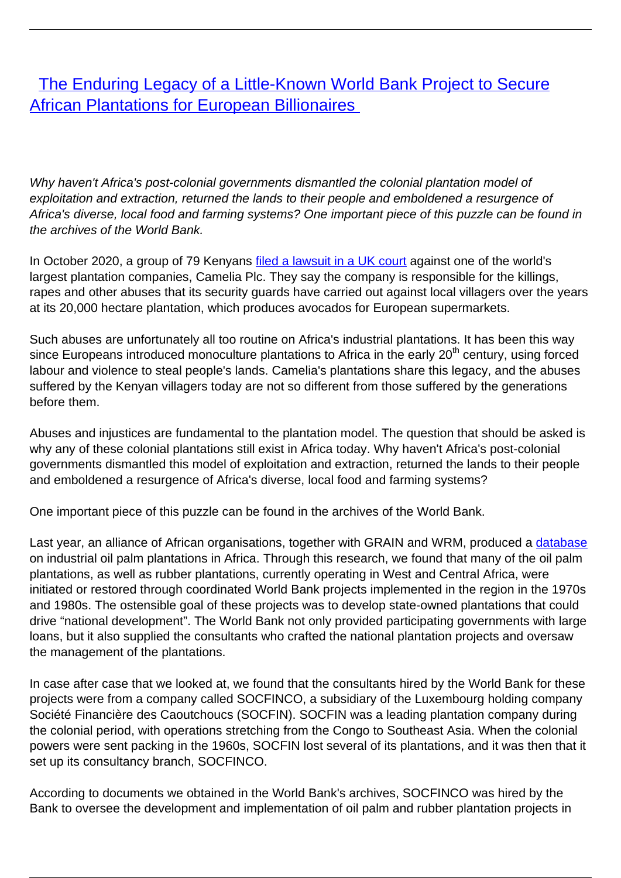# [The Enduring Legacy of a Little-Known World Bank Project to Secure African Plantations for European Billionaires](#)

*Why haven't Africa's post-colonial governments dismantled the colonial plantation model of exploitation and extraction, returned the lands to their people and emboldened a resurgence of Africa's diverse, local food and farming systems? One important piece of this puzzle can be found in the archives of the World Bank.*

In October 2020, a group of 79 Kenyans [filed a lawsuit in a UK court](#) against one of the world's largest plantation companies, Camelia Plc. They say the company is responsible for the killings, rapes and other abuses that its security guards have carried out against local villagers over the years at its 20,000 hectare plantation, which produces avocados for European supermarkets.

Such abuses are unfortunately all too routine on Africa's industrial plantations. It has been this way since Europeans introduced monoculture plantations to Africa in the early 20th century, using forced labour and violence to steal people's lands. Camelia's plantations share this legacy, and the abuses suffered by the Kenyan villagers today are not so different from those suffered by the generations before them.

Abuses and injustices are fundamental to the plantation model. The question that should be asked is why any of these colonial plantations still exist in Africa today. Why haven't Africa's post-colonial governments dismantled this model of exploitation and extraction, returned the lands to their people and emboldened a resurgence of Africa's diverse, local food and farming systems?

One important piece of this puzzle can be found in the archives of the World Bank.

Last year, an alliance of African organisations, together with GRAIN and WRM, produced a [database](#) on industrial oil palm plantations in Africa. Through this research, we found that many of the oil palm plantations, as well as rubber plantations, currently operating in West and Central Africa, were initiated or restored through coordinated World Bank projects implemented in the region in the 1970s and 1980s. The ostensible goal of these projects was to develop state-owned plantations that could drive "national development". The World Bank not only provided participating governments with large loans, but it also supplied the consultants who crafted the national plantation projects and oversaw the management of the plantations.

In case after case that we looked at, we found that the consultants hired by the World Bank for these projects were from a company called SOCFINCO, a subsidiary of the Luxembourg holding company Société Financière des Caoutchoucs (SOCFIN). SOCFIN was a leading plantation company during the colonial period, with operations stretching from the Congo to Southeast Asia. When the colonial powers were sent packing in the 1960s, SOCFIN lost several of its plantations, and it was then that it set up its consultancy branch, SOCFINCO.

According to documents we obtained in the World Bank's archives, SOCFINCO was hired by the Bank to oversee the development and implementation of oil palm and rubber plantation projects in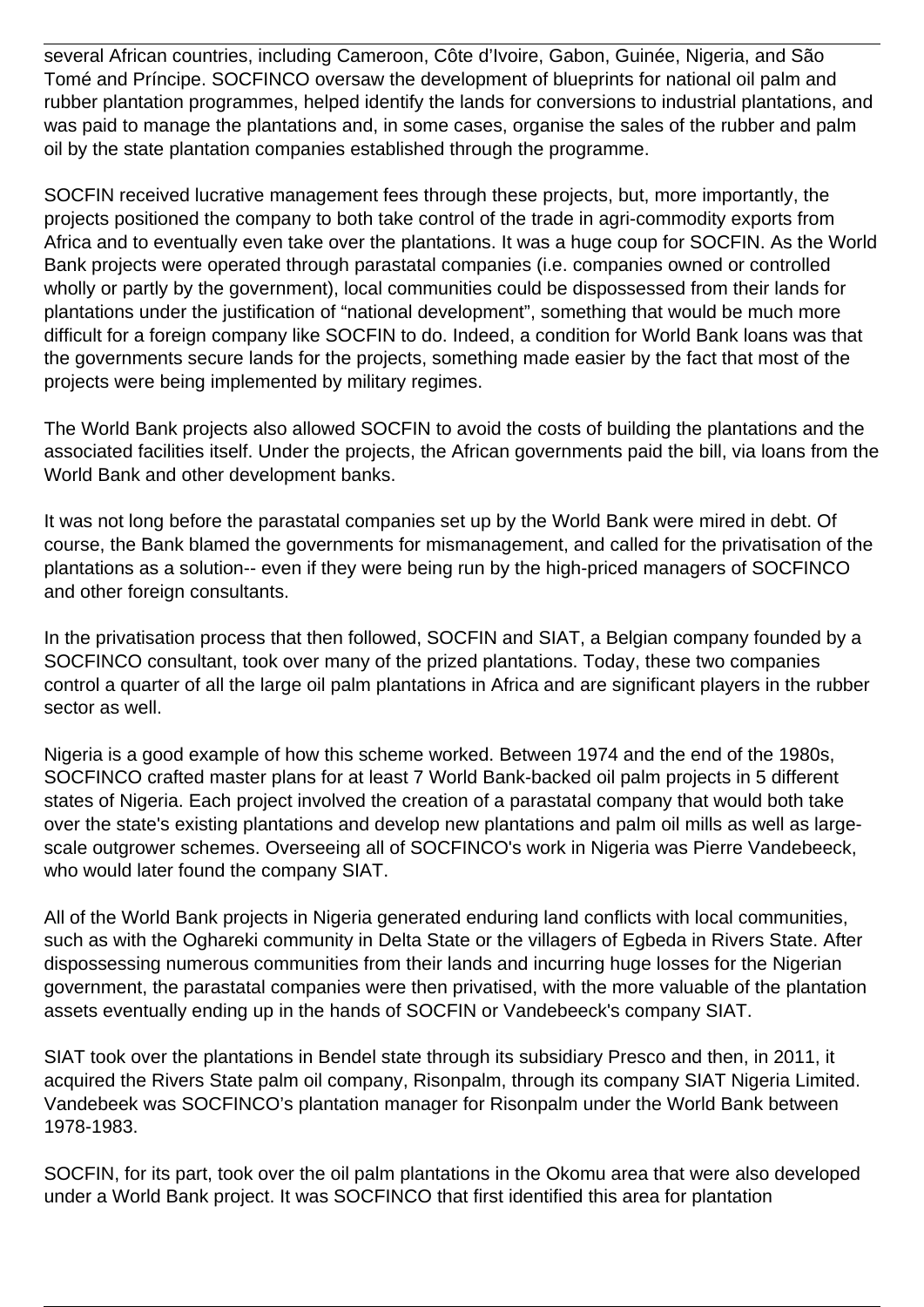several African countries, including Cameroon, Côte d'Ivoire, Gabon, Guinée, Nigeria, and São Tomé and Príncipe. SOCFINCO oversaw the development of blueprints for national oil palm and rubber plantation programmes, helped identify the lands for conversions to industrial plantations, and was paid to manage the plantations and, in some cases, organise the sales of the rubber and palm oil by the state plantation companies established through the programme.

SOCFIN received lucrative management fees through these projects, but, more importantly, the projects positioned the company to both take control of the trade in agri-commodity exports from Africa and to eventually even take over the plantations. It was a huge coup for SOCFIN. As the World Bank projects were operated through parastatal companies (i.e. companies owned or controlled wholly or partly by the government), local communities could be dispossessed from their lands for plantations under the justification of "national development", something that would be much more difficult for a foreign company like SOCFIN to do. Indeed, a condition for World Bank loans was that the governments secure lands for the projects, something made easier by the fact that most of the projects were being implemented by military regimes.

The World Bank projects also allowed SOCFIN to avoid the costs of building the plantations and the associated facilities itself. Under the projects, the African governments paid the bill, via loans from the World Bank and other development banks.

It was not long before the parastatal companies set up by the World Bank were mired in debt. Of course, the Bank blamed the governments for mismanagement, and called for the privatisation of the plantations as a solution-- even if they were being run by the high-priced managers of SOCFINCO and other foreign consultants.

In the privatisation process that then followed, SOCFIN and SIAT, a Belgian company founded by a SOCFINCO consultant, took over many of the prized plantations. Today, these two companies control a quarter of all the large oil palm plantations in Africa and are significant players in the rubber sector as well.

Nigeria is a good example of how this scheme worked. Between 1974 and the end of the 1980s, SOCFINCO crafted master plans for at least 7 World Bank-backed oil palm projects in 5 different states of Nigeria. Each project involved the creation of a parastatal company that would both take over the state's existing plantations and develop new plantations and palm oil mills as well as large-scale outgrower schemes. Overseeing all of SOCFINCO's work in Nigeria was Pierre Vandebeeck, who would later found the company SIAT.

All of the World Bank projects in Nigeria generated enduring land conflicts with local communities, such as with the Oghareki community in Delta State or the villagers of Egbeda in Rivers State. After dispossessing numerous communities from their lands and incurring huge losses for the Nigerian government, the parastatal companies were then privatised, with the more valuable of the plantation assets eventually ending up in the hands of SOCFIN or Vandebeeck's company SIAT.

SIAT took over the plantations in Bendel state through its subsidiary Presco and then, in 2011, it acquired the Rivers State palm oil company, Risonpalm, through its company SIAT Nigeria Limited. Vandebeek was SOCFINCO's plantation manager for Risonpalm under the World Bank between 1978-1983.

SOCFIN, for its part, took over the oil palm plantations in the Okomu area that were also developed under a World Bank project. It was SOCFINCO that first identified this area for plantation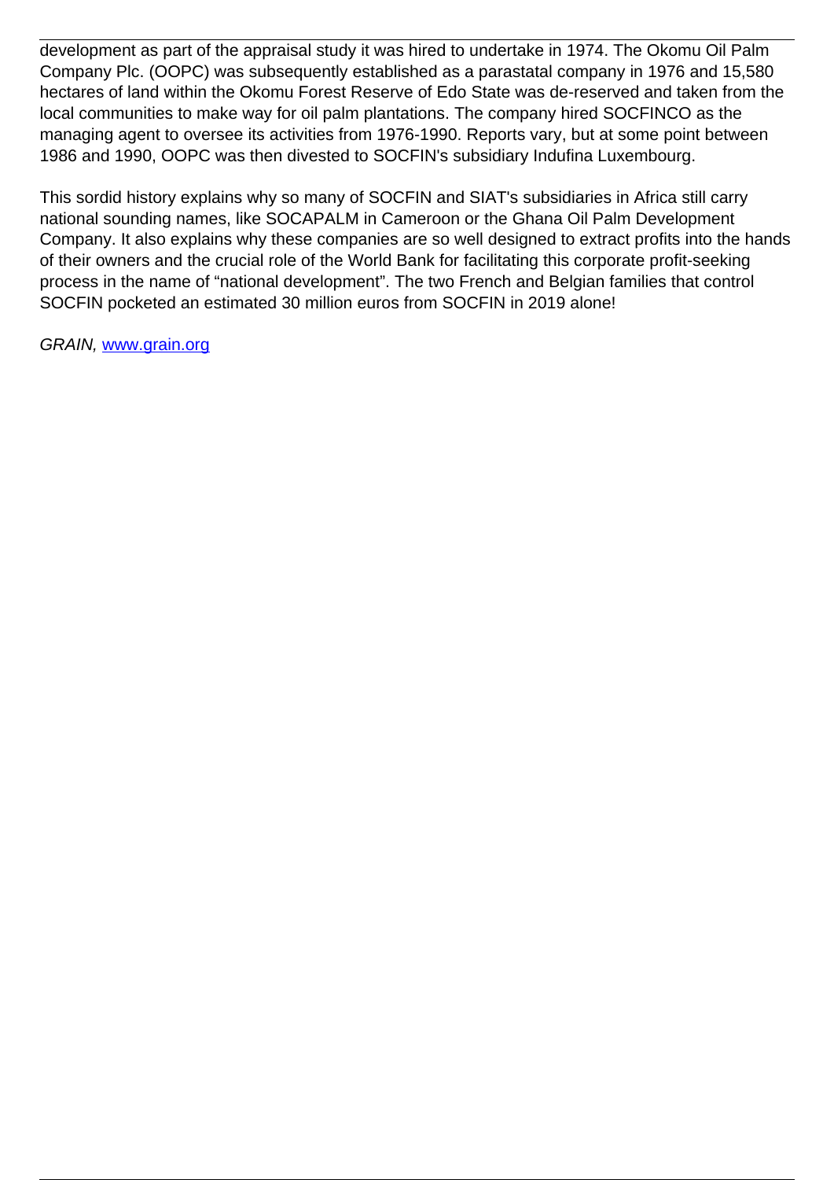development as part of the appraisal study it was hired to undertake in 1974. The Okomu Oil Palm Company Plc. (OOPC) was subsequently established as a parastatal company in 1976 and 15,580 hectares of land within the Okomu Forest Reserve of Edo State was de-reserved and taken from the local communities to make way for oil palm plantations. The company hired SOCFINCO as the managing agent to oversee its activities from 1976-1990. Reports vary, but at some point between 1986 and 1990, OOPC was then divested to SOCFIN's subsidiary Indufina Luxembourg.

This sordid history explains why so many of SOCFIN and SIAT's subsidiaries in Africa still carry national sounding names, like SOCAPALM in Cameroon or the Ghana Oil Palm Development Company. It also explains why these companies are so well designed to extract profits into the hands of their owners and the crucial role of the World Bank for facilitating this corporate profit-seeking process in the name of "national development". The two French and Belgian families that control SOCFIN pocketed an estimated 30 million euros from SOCFIN in 2019 alone!

*GRAIN,* [www.grain.org](http://www.grain.org)